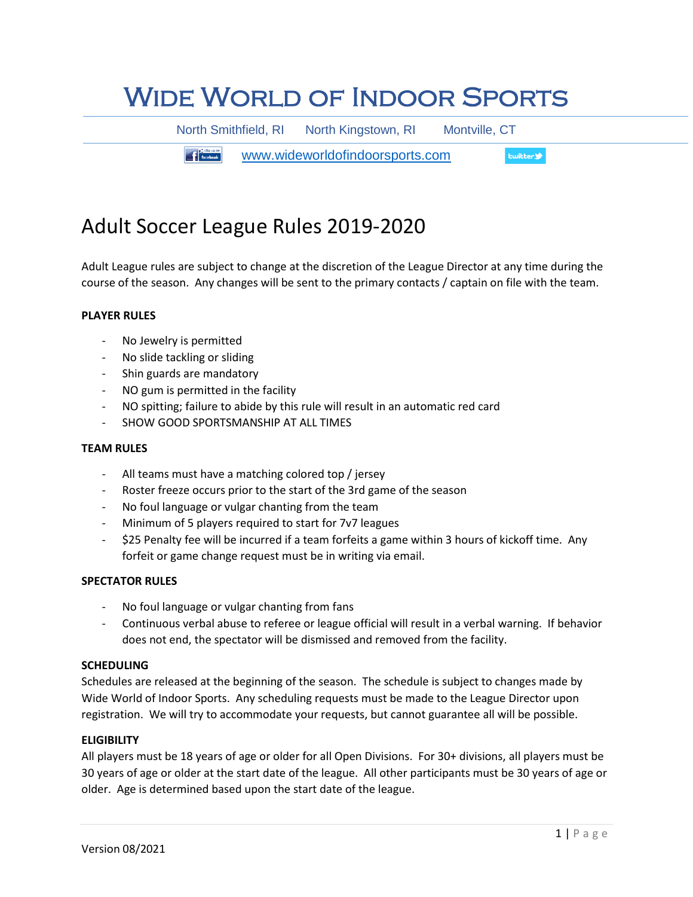# Wide World of Indoor Sports

North Smithfield, RI    North Kingstown, RI    Montville, CT

www.wideworldofindoorsports.com

## Adult Soccer League Rules 2019-2020

Adult League rules are subject to change at the discretion of the League Director at any time during the course of the season. Any changes will be sent to the primary contacts / captain on file with the team.

**PLAYER RULES**

- No Jewelry is permitted
- No slide tackling or sliding
- Shin guards are mandatory
- NO gum is permitted in the facility
- NO spitting; failure to abide by this rule will result in an automatic red card
- SHOW GOOD SPORTSMANSHIP AT ALL TIMES

**TEAM RULES**

- All teams must have a matching colored top / jersey
- Roster freeze occurs prior to the start of the 3rd game of the season
- No foul language or vulgar chanting from the team
- Minimum of 5 players required to start for 7v7 leagues
- $25 Penalty fee will be incurred if a team forfeits a game within 3 hours of kickoff time. Any forfeit or game change request must be in writing via email.

**SPECTATOR RULES**

- No foul language or vulgar chanting from fans
- Continuous verbal abuse to referee or league official will result in a verbal warning. If behavior does not end, the spectator will be dismissed and removed from the facility.

**SCHEDULING**

Schedules are released at the beginning of the season. The schedule is subject to changes made by Wide World of Indoor Sports. Any scheduling requests must be made to the League Director upon registration. We will try to accommodate your requests, but cannot guarantee all will be possible.

**ELIGIBILITY**

All players must be 18 years of age or older for all Open Divisions. For 30+ divisions, all players must be 30 years of age or older at the start date of the league. All other participants must be 30 years of age or older. Age is determined based upon the start date of the league.

Version 08/2021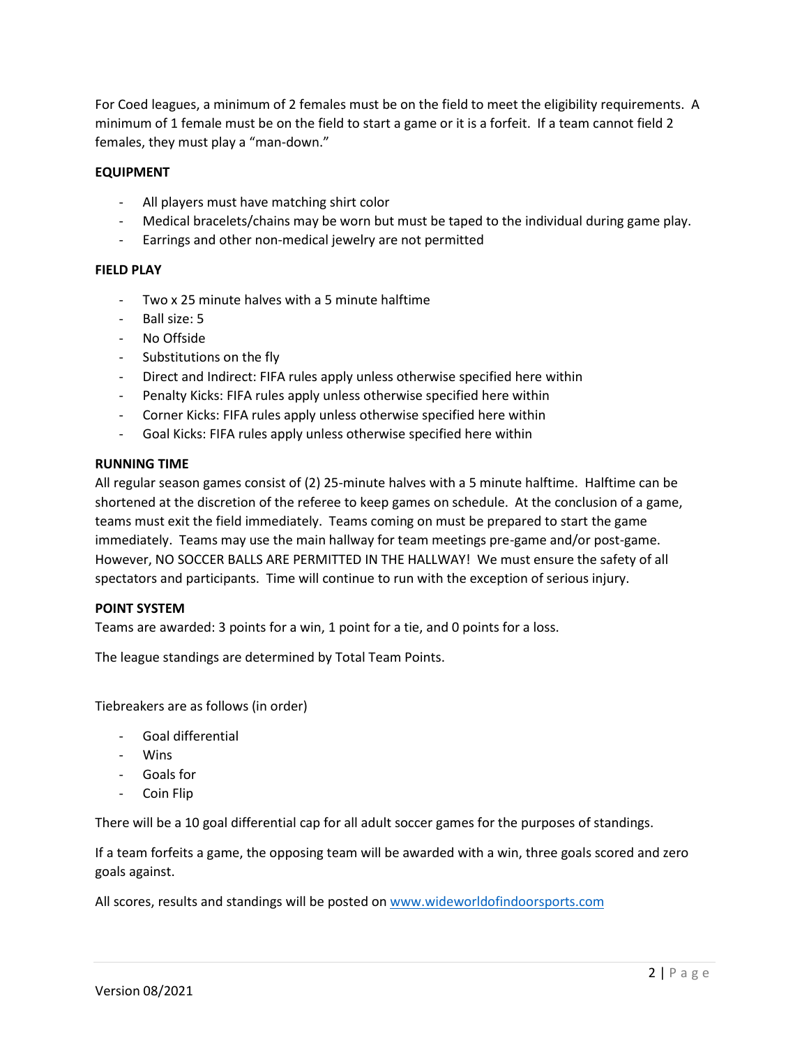For Coed leagues, a minimum of 2 females must be on the field to meet the eligibility requirements. A minimum of 1 female must be on the field to start a game or it is a forfeit. If a team cannot field 2 females, they must play a "man-down."

**EQUIPMENT**

- All players must have matching shirt color
- Medical bracelets/chains may be worn but must be taped to the individual during game play.
- Earrings and other non-medical jewelry are not permitted

**FIELD PLAY**

- Two x 25 minute halves with a 5 minute halftime
- Ball size: 5
- No Offside
- Substitutions on the fly
- Direct and Indirect: FIFA rules apply unless otherwise specified here within
- Penalty Kicks: FIFA rules apply unless otherwise specified here within
- Corner Kicks: FIFA rules apply unless otherwise specified here within
- Goal Kicks: FIFA rules apply unless otherwise specified here within

**RUNNING TIME**

All regular season games consist of (2) 25-minute halves with a 5 minute halftime. Halftime can be shortened at the discretion of the referee to keep games on schedule. At the conclusion of a game, teams must exit the field immediately. Teams coming on must be prepared to start the game immediately. Teams may use the main hallway for team meetings pre-game and/or post-game. However, NO SOCCER BALLS ARE PERMITTED IN THE HALLWAY! We must ensure the safety of all spectators and participants. Time will continue to run with the exception of serious injury.

**POINT SYSTEM**

Teams are awarded: 3 points for a win, 1 point for a tie, and 0 points for a loss.

The league standings are determined by Total Team Points.

Tiebreakers are as follows (in order)

- Goal differential
- Wins
- Goals for
- Coin Flip

There will be a 10 goal differential cap for all adult soccer games for the purposes of standings.

If a team forfeits a game, the opposing team will be awarded with a win, three goals scored and zero goals against.

All scores, results and standings will be posted on [www.wideworldofindoorsports.com](http://www.wideworldofindoorsports.com)

Version 08/2021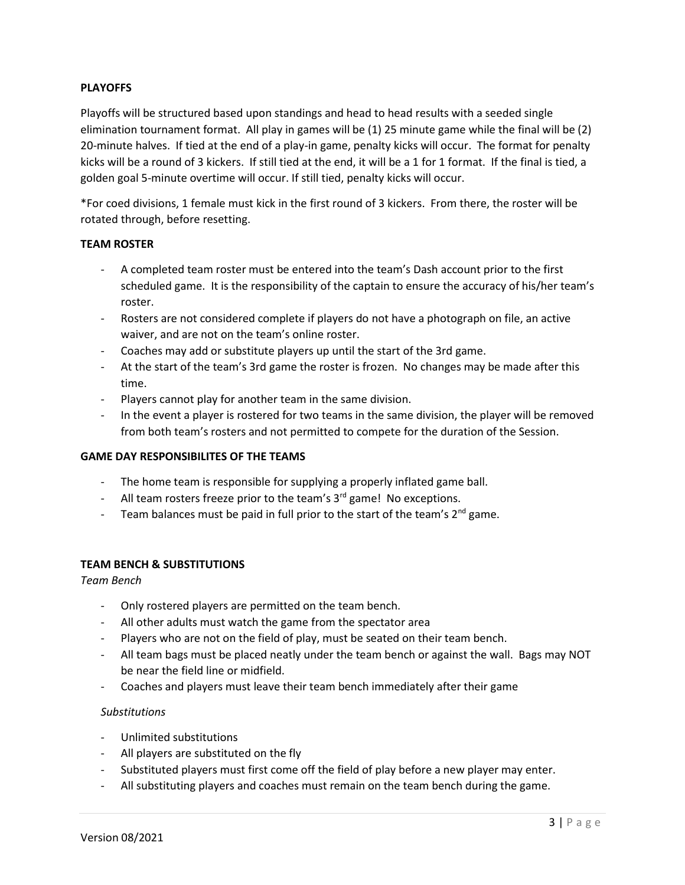**PLAYOFFS**

Playoffs will be structured based upon standings and head to head results with a seeded single elimination tournament format. All play in games will be (1) 25 minute game while the final will be (2) 20-minute halves. If tied at the end of a play-in game, penalty kicks will occur. The format for penalty kicks will be a round of 3 kickers. If still tied at the end, it will be a 1 for 1 format. If the final is tied, a golden goal 5-minute overtime will occur. If still tied, penalty kicks will occur.

*For coed divisions, 1 female must kick in the first round of 3 kickers. From there, the roster will be rotated through, before resetting.

**TEAM ROSTER**

- A completed team roster must be entered into the team's Dash account prior to the first scheduled game. It is the responsibility of the captain to ensure the accuracy of his/her team's roster.
- Rosters are not considered complete if players do not have a photograph on file, an active waiver, and are not on the team's online roster.
- Coaches may add or substitute players up until the start of the 3rd game.
- At the start of the team's 3rd game the roster is frozen. No changes may be made after this time.
- Players cannot play for another team in the same division.
- In the event a player is rostered for two teams in the same division, the player will be removed from both team's rosters and not permitted to compete for the duration of the Session.

**GAME DAY RESPONSIBILITES OF THE TEAMS**

- The home team is responsible for supplying a properly inflated game ball.
- All team rosters freeze prior to the team's 3rd game! No exceptions.
- Team balances must be paid in full prior to the start of the team's 2nd game.

**TEAM BENCH & SUBSTITUTIONS**

*Team Bench*

- Only rostered players are permitted on the team bench.
- All other adults must watch the game from the spectator area
- Players who are not on the field of play, must be seated on their team bench.
- All team bags must be placed neatly under the team bench or against the wall. Bags may NOT be near the field line or midfield.
- Coaches and players must leave their team bench immediately after their game

*Substitutions*

- Unlimited substitutions
- All players are substituted on the fly
- Substituted players must first come off the field of play before a new player may enter.
- All substituting players and coaches must remain on the team bench during the game.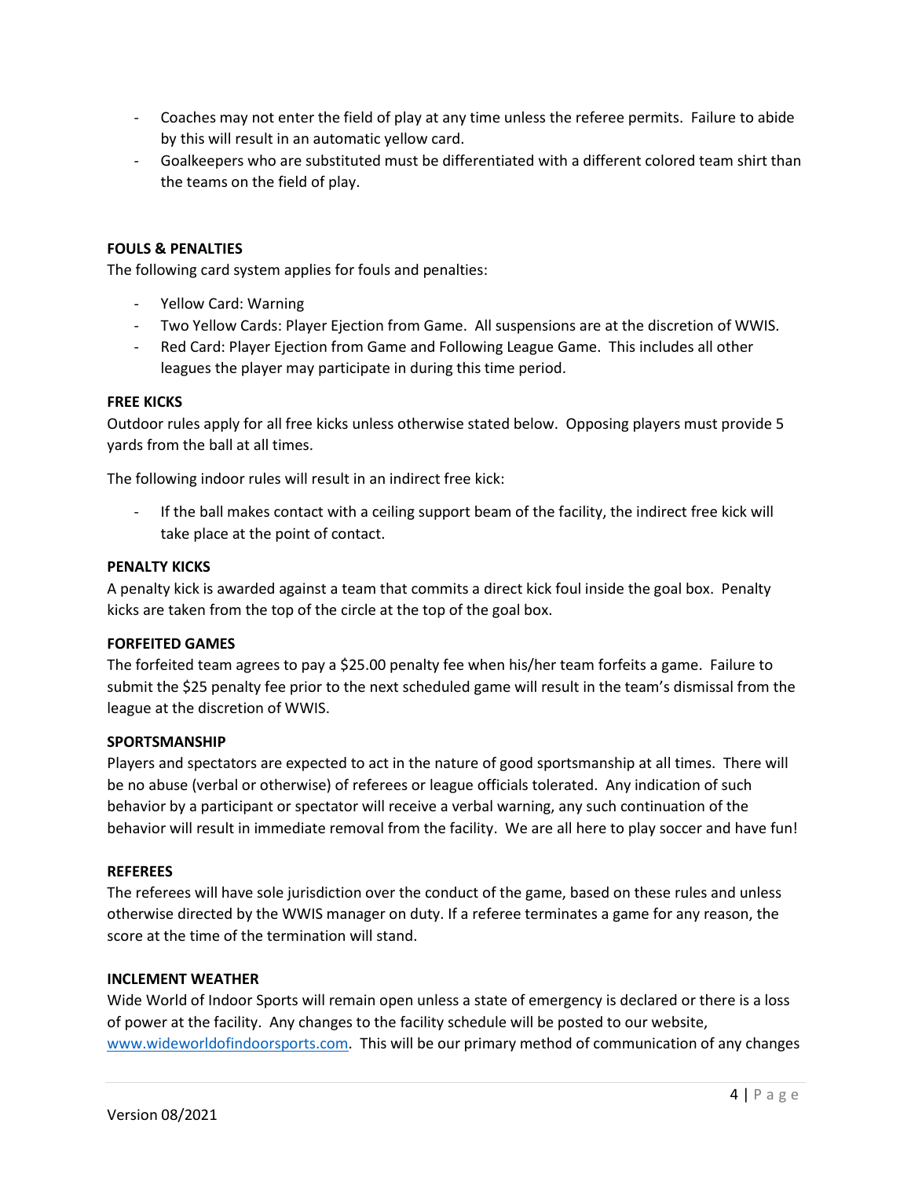- Coaches may not enter the field of play at any time unless the referee permits. Failure to abide by this will result in an automatic yellow card.
- Goalkeepers who are substituted must be differentiated with a different colored team shirt than the teams on the field of play.

**FOULS & PENALTIES**

The following card system applies for fouls and penalties:

- Yellow Card: Warning
- Two Yellow Cards: Player Ejection from Game. All suspensions are at the discretion of WWIS.
- Red Card: Player Ejection from Game and Following League Game. This includes all other leagues the player may participate in during this time period.

**FREE KICKS**

Outdoor rules apply for all free kicks unless otherwise stated below. Opposing players must provide 5 yards from the ball at all times.

The following indoor rules will result in an indirect free kick:

- If the ball makes contact with a ceiling support beam of the facility, the indirect free kick will take place at the point of contact.

**PENALTY KICKS**

A penalty kick is awarded against a team that commits a direct kick foul inside the goal box. Penalty kicks are taken from the top of the circle at the top of the goal box.

**FORFEITED GAMES**

The forfeited team agrees to pay a $25.00 penalty fee when his/her team forfeits a game. Failure to submit the $25 penalty fee prior to the next scheduled game will result in the team's dismissal from the league at the discretion of WWIS.

**SPORTSMANSHIP**

Players and spectators are expected to act in the nature of good sportsmanship at all times. There will be no abuse (verbal or otherwise) of referees or league officials tolerated. Any indication of such behavior by a participant or spectator will receive a verbal warning, any such continuation of the behavior will result in immediate removal from the facility. We are all here to play soccer and have fun!

**REFEREES**

The referees will have sole jurisdiction over the conduct of the game, based on these rules and unless otherwise directed by the WWIS manager on duty. If a referee terminates a game for any reason, the score at the time of the termination will stand.

**INCLEMENT WEATHER**

Wide World of Indoor Sports will remain open unless a state of emergency is declared or there is a loss of power at the facility. Any changes to the facility schedule will be posted to our website, [www.wideworldofindoorsports.com](http://www.wideworldofindoorsports.com). This will be our primary method of communication of any changes

Version 08/2021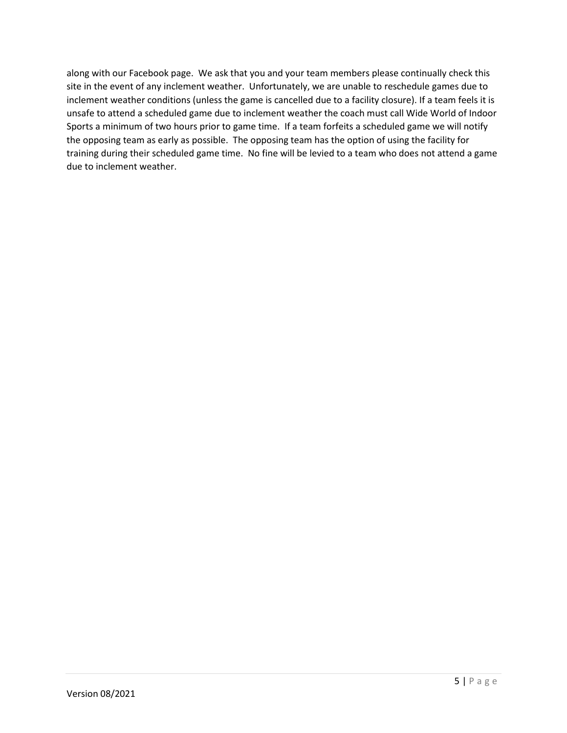along with our Facebook page. We ask that you and your team members please continually check this site in the event of any inclement weather. Unfortunately, we are unable to reschedule games due to inclement weather conditions (unless the game is cancelled due to a facility closure). If a team feels it is unsafe to attend a scheduled game due to inclement weather the coach must call Wide World of Indoor Sports a minimum of two hours prior to game time. If a team forfeits a scheduled game we will notify the opposing team as early as possible. The opposing team has the option of using the facility for training during their scheduled game time. No fine will be levied to a team who does not attend a game due to inclement weather.